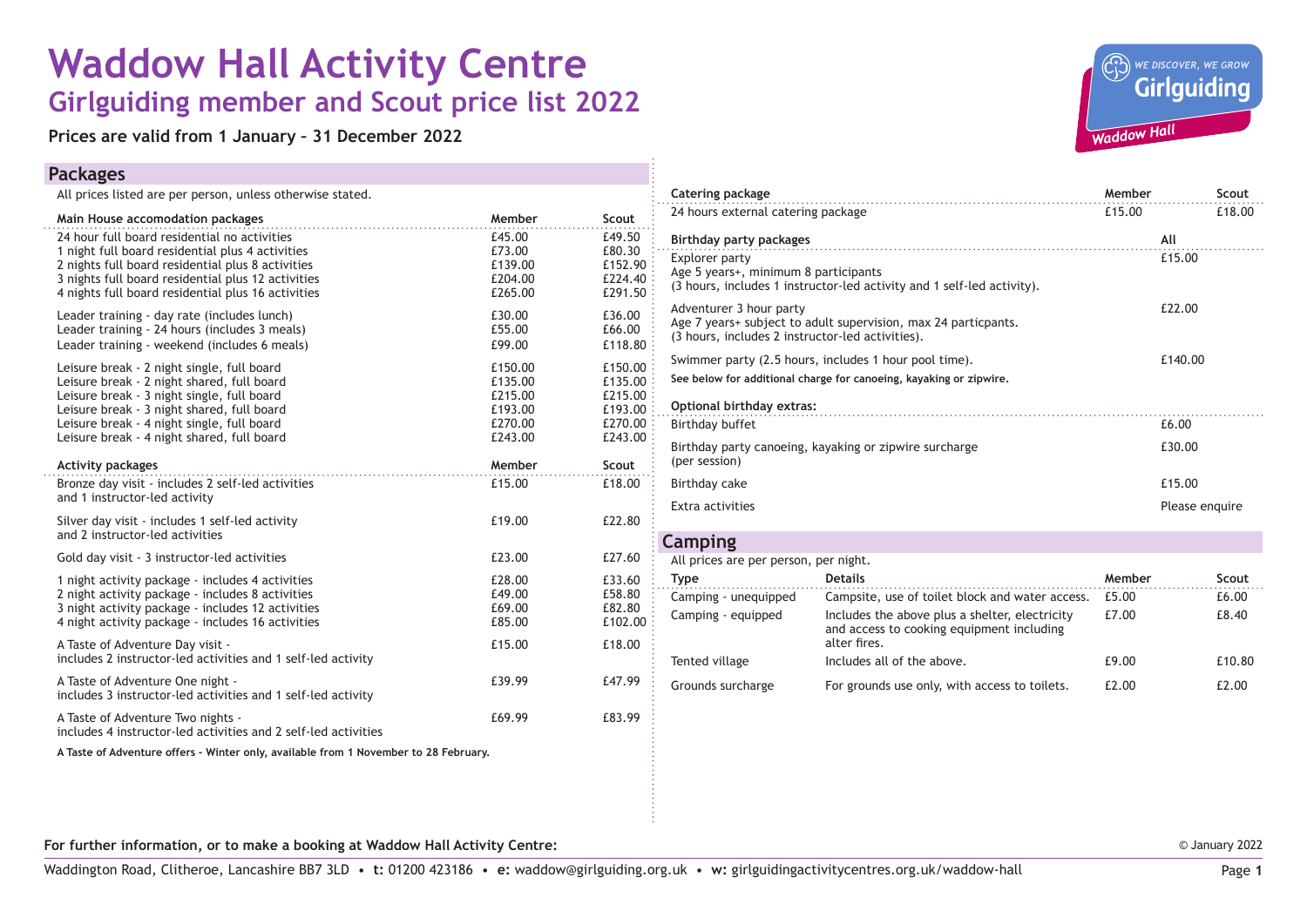# Waddow Hall Activity Centre

## Girlguiding member and Scout price list 2022

**Prices are valid from 1 January – 31 December 2022**

## Packages

All prices listed are per person, unless otherwise stated.

| Main House accomodation packages | Member | Scout |
|---|---|---|
| 24 hour full board residential no activities | £45.00 | £49.50 |
| 1 night full board residential plus 4 activities | £73.00 | £80.30 |
| 2 nights full board residential plus 8 activities | £139.00 | £152.90 |
| 3 nights full board residential plus 12 activities | £204.00 | £224.40 |
| 4 nights full board residential plus 16 activities | £265.00 | £291.50 |
| Leader training - day rate (includes lunch) | £30.00 | £36.00 |
| Leader training - 24 hours (includes 3 meals) | £55.00 | £66.00 |
| Leader training - weekend (includes 6 meals) | £99.00 | £118.80 |
| Leisure break - 2 night single, full board | £150.00 | £150.00 |
| Leisure break - 2 night shared, full board | £135.00 | £135.00 |
| Leisure break - 3 night single, full board | £215.00 | £215.00 |
| Leisure break - 3 night shared, full board | £193.00 | £193.00 |
| Leisure break - 4 night single, full board | £270.00 | £270.00 |
| Leisure break - 4 night shared, full board | £243.00 | £243.00 |

| Activity packages | Member | Scout |
|---|---|---|
| Bronze day visit - includes 2 self-led activities and 1 instructor-led activity | £15.00 | £18.00 |
| Silver day visit - includes 1 self-led activity and 2 instructor-led activities | £19.00 | £22.80 |
| Gold day visit - 3 instructor-led activities | £23.00 | £27.60 |
| 1 night activity package - includes 4 activities | £28.00 | £33.60 |
| 2 night activity package - includes 8 activities | £49.00 | £58.80 |
| 3 night activity package - includes 12 activities | £69.00 | £82.80 |
| 4 night activity package - includes 16 activities | £85.00 | £102.00 |
| A Taste of Adventure Day visit - includes 2 instructor-led activities and 1 self-led activity | £15.00 | £18.00 |
| A Taste of Adventure One night - includes 3 instructor-led activities and 1 self-led activity | £39.99 | £47.99 |
| A Taste of Adventure Two nights - includes 4 instructor-led activities and 2 self-led activities | £69.99 | £83.99 |

**A Taste of Adventure offers - Winter only, available from 1 November to 28 February.**

| Catering package | Member | Scout |
|---|---|---|
| 24 hours external catering package | £15.00 | £18.00 |

| Birthday party packages | All |
|---|---|
| Explorer party<br>Age 5 years+, minimum 8 participants<br>(3 hours, includes 1 instructor-led activity and 1 self-led activity). | £15.00 |
| Adventurer 3 hour party<br>Age 7 years+ subject to adult supervision, max 24 particpants.<br>(3 hours, includes 2 instructor-led activities). | £22.00 |
| Swimmer party (2.5 hours, includes 1 hour pool time). | £140.00 |

**See below for additional charge for canoeing, kayaking or zipwire.**

| Optional birthday extras: | |
|---|---|
| Birthday buffet | £6.00 |
| Birthday party canoeing, kayaking or zipwire surcharge (per session) | £30.00 |
| Birthday cake | £15.00 |
| Extra activities | Please enquire |

## Camping

All prices are per person, per night.

| Type | Details | Member | Scout |
|---|---|---|---|
| Camping - unequipped | Campsite, use of toilet block and water access. | £5.00 | £6.00 |
| Camping - equipped | Includes the above plus a shelter, electricity and access to cooking equipment including alter fires. | £7.00 | £8.40 |
| Tented village | Includes all of the above. | £9.00 | £10.80 |
| Grounds surcharge | For grounds use only, with access to toilets. | £2.00 | £2.00 |

**For further information, or to make a booking at Waddow Hall Activity Centre:**

© January 2022

Waddington Road, Clitheroe, Lancashire BB7 3LD • **t:** 01200 423186 • **e:** waddow@girlguiding.org.uk • **w:** girlguidingactivitycentres.org.uk/waddow-hall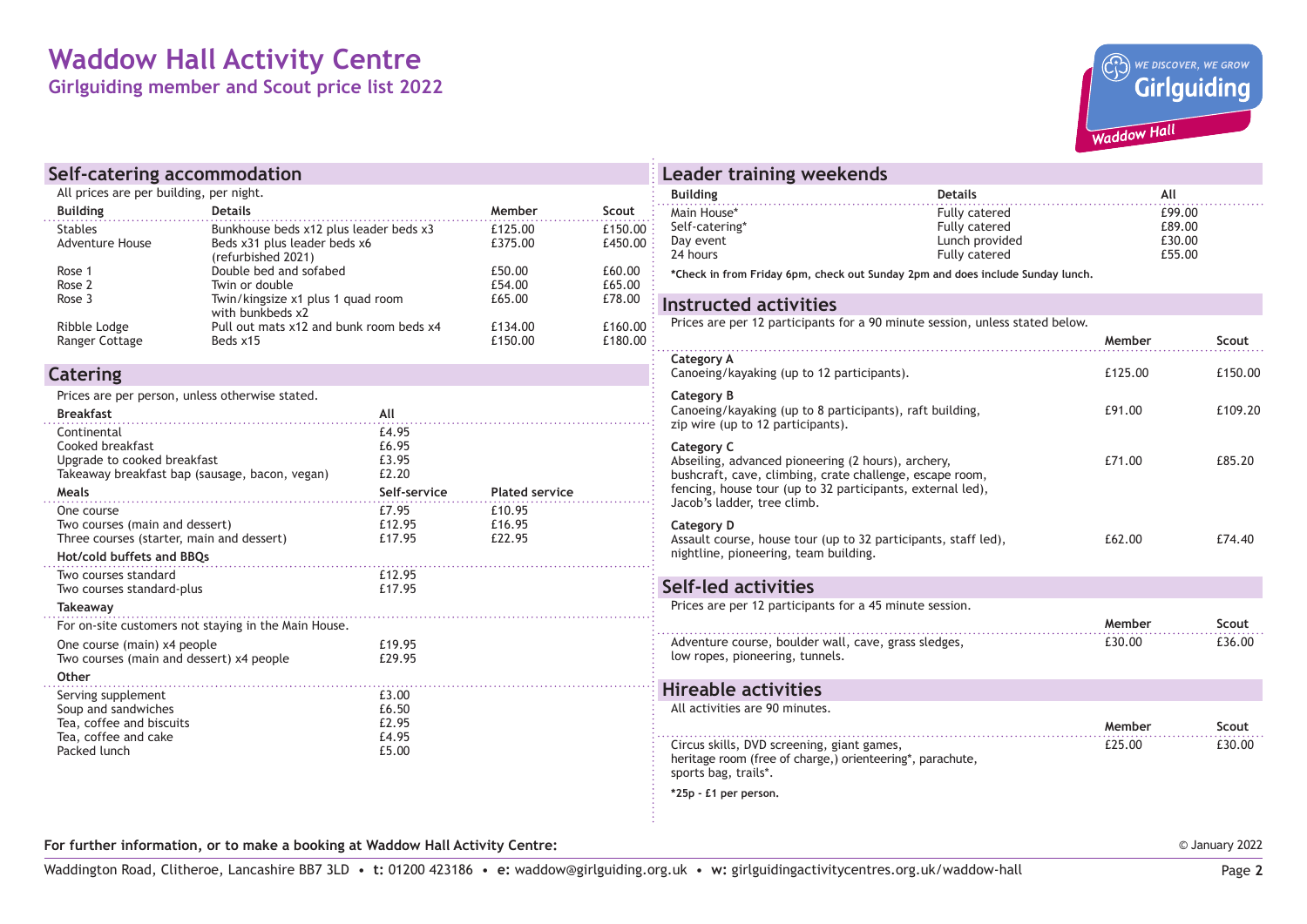# Waddow Hall Activity Centre

## Girlguiding member and Scout price list 2022

## Self-catering accommodation

All prices are per building, per night.

| Building | Details | Member | Scout |
|---|---|---|---|
| Stables | Bunkhouse beds x12 plus leader beds x3 | £125.00 | £150.00 |
| Adventure House | Beds x31 plus leader beds x6 (refurbished 2021) | £375.00 | £450.00 |
| Rose 1 | Double bed and sofabed | £50.00 | £60.00 |
| Rose 2 | Twin or double | £54.00 | £65.00 |
| Rose 3 | Twin/kingsize x1 plus 1 quad room with bunkbeds x2 | £65.00 | £78.00 |
| Ribble Lodge | Pull out mats x12 and bunk room beds x4 | £134.00 | £160.00 |
| Ranger Cottage | Beds x15 | £150.00 | £180.00 |

## Catering

Prices are per person, unless otherwise stated.

| Breakfast | All | |
|---|---|---|
| Continental | £4.95 | |
| Cooked breakfast | £6.95 | |
| Upgrade to cooked breakfast | £3.95 | |
| Takeaway breakfast bap (sausage, bacon, vegan) | £2.20 | |
| **Meals** | **Self-service** | **Plated service** |
| One course | £7.95 | £10.95 |
| Two courses (main and dessert) | £12.95 | £16.95 |
| Three courses (starter, main and dessert) | £17.95 | £22.95 |
| **Hot/cold buffets and BBQs** | | |
| Two courses standard | £12.95 | |
| Two courses standard-plus | £17.95 | |
| **Takeaway** | | |
| For on-site customers not staying in the Main House. | | |
| One course (main) x4 people | £19.95 | |
| Two courses (main and dessert) x4 people | £29.95 | |
| **Other** | | |
| Serving supplement | £3.00 | |
| Soup and sandwiches | £6.50 | |
| Tea, coffee and biscuits | £2.95 | |
| Tea, coffee and cake | £4.95 | |
| Packed lunch | £5.00 | |

## Leader training weekends

| Building | Details | All |
|---|---|---|
| Main House* | Fully catered | £99.00 |
| Self-catering* | Fully catered | £89.00 |
| Day event | Lunch provided | £30.00 |
| 24 hours | Fully catered | £55.00 |

***Check in from Friday 6pm, check out Sunday 2pm and does include Sunday lunch.**

## Instructed activities

Prices are per 12 participants for a 90 minute session, unless stated below.

| | Member | Scout |
|---|---|---|
| **Category A**<br>Canoeing/kayaking (up to 12 participants). | £125.00 | £150.00 |
| **Category B**<br>Canoeing/kayaking (up to 8 participants), raft building, zip wire (up to 12 participants). | £91.00 | £109.20 |
| **Category C**<br>Abseiling, advanced pioneering (2 hours), archery, bushcraft, cave, climbing, crate challenge, escape room, fencing, house tour (up to 32 participants, external led), Jacob's ladder, tree climb. | £71.00 | £85.20 |
| **Category D**<br>Assault course, house tour (up to 32 participants, staff led), nightline, pioneering, team building. | £62.00 | £74.40 |

## Self-led activities

Prices are per 12 participants for a 45 minute session.

| | Member | Scout |
|---|---|---|
| Adventure course, boulder wall, cave, grass sledges, low ropes, pioneering, tunnels. | £30.00 | £36.00 |

## Hireable activities

All activities are 90 minutes.

| | Member | Scout |
|---|---|---|
| Circus skills, DVD screening, giant games, heritage room (free of charge,) orienteering*, parachute, sports bag, trails*. | £25.00 | £30.00 |

***25p - £1 per person.**

**For further information, or to make a booking at Waddow Hall Activity Centre:**

Waddington Road, Clitheroe, Lancashire BB7 3LD • **t:** 01200 423186 • **e:** waddow@girlguiding.org.uk • **w:** girlguidingactivitycentres.org.uk/waddow-hall

© January 2022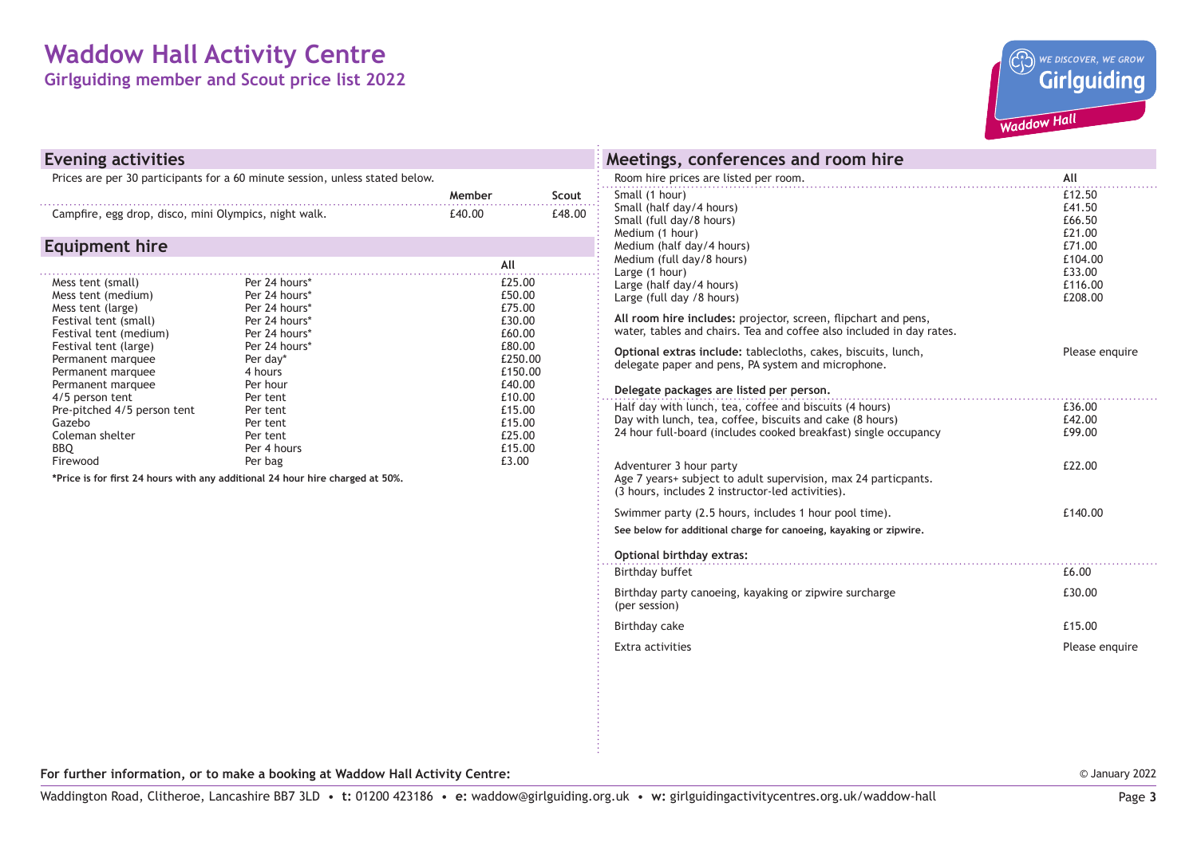# Waddow Hall Activity Centre

## Girlguiding member and Scout price list 2022

## Evening activities

Prices are per 30 participants for a 60 minute session, unless stated below.

| | Member | Scout |
|---|---|---|
| Campfire, egg drop, disco, mini Olympics, night walk. | £40.00 | £48.00 |

## Equipment hire

| | | All |
|---|---|---|
| Mess tent (small) | Per 24 hours* | £25.00 |
| Mess tent (medium) | Per 24 hours* | £50.00 |
| Mess tent (large) | Per 24 hours* | £75.00 |
| Festival tent (small) | Per 24 hours* | £30.00 |
| Festival tent (medium) | Per 24 hours* | £60.00 |
| Festival tent (large) | Per 24 hours* | £80.00 |
| Permanent marquee | Per day* | £250.00 |
| Permanent marquee | 4 hours | £150.00 |
| Permanent marquee | Per hour | £40.00 |
| 4/5 person tent | Per tent | £10.00 |
| Pre-pitched 4/5 person tent | Per tent | £15.00 |
| Gazebo | Per tent | £15.00 |
| Coleman shelter | Per tent | £25.00 |
| BBQ | Per 4 hours | £15.00 |
| Firewood | Per bag | £3.00 |

**\*Price is for first 24 hours with any additional 24 hour hire charged at 50%.**

## Meetings, conferences and room hire

| Room hire prices are listed per room. | All |
|---|---|
| Small (1 hour) | £12.50 |
| Small (half day/4 hours) | £41.50 |
| Small (full day/8 hours) | £66.50 |
| Medium (1 hour) | £21.00 |
| Medium (half day/4 hours) | £71.00 |
| Medium (full day/8 hours) | £104.00 |
| Large (1 hour) | £33.00 |
| Large (half day/4 hours) | £116.00 |
| Large (full day /8 hours) | £208.00 |

**All room hire includes:** projector, screen, flipchart and pens, water, tables and chairs. Tea and coffee also included in day rates.

**Optional extras include:** tablecloths, cakes, biscuits, lunch, delegate paper and pens, PA system and microphone. — Please enquire

| Delegate packages are listed per person. | |
|---|---|
| Half day with lunch, tea, coffee and biscuits (4 hours) | £36.00 |
| Day with lunch, tea, coffee, biscuits and cake (8 hours) | £42.00 |
| 24 hour full-board (includes cooked breakfast) single occupancy | £99.00 |

Adventurer 3 hour party — £22.00
Age 7 years+ subject to adult supervision, max 24 particpants.
(3 hours, includes 2 instructor-led activities).

Swimmer party (2.5 hours, includes 1 hour pool time). — £140.00

**See below for additional charge for canoeing, kayaking or zipwire.**

| Optional birthday extras: | |
|---|---|
| Birthday buffet | £6.00 |
| Birthday party canoeing, kayaking or zipwire surcharge (per session) | £30.00 |
| Birthday cake | £15.00 |
| Extra activities | Please enquire |

**For further information, or to make a booking at Waddow Hall Activity Centre:**

© January 2022

Waddington Road, Clitheroe, Lancashire BB7 3LD • **t:** 01200 423186 • **e:** waddow@girlguiding.org.uk • **w:** girlguidingactivitycentres.org.uk/waddow-hall